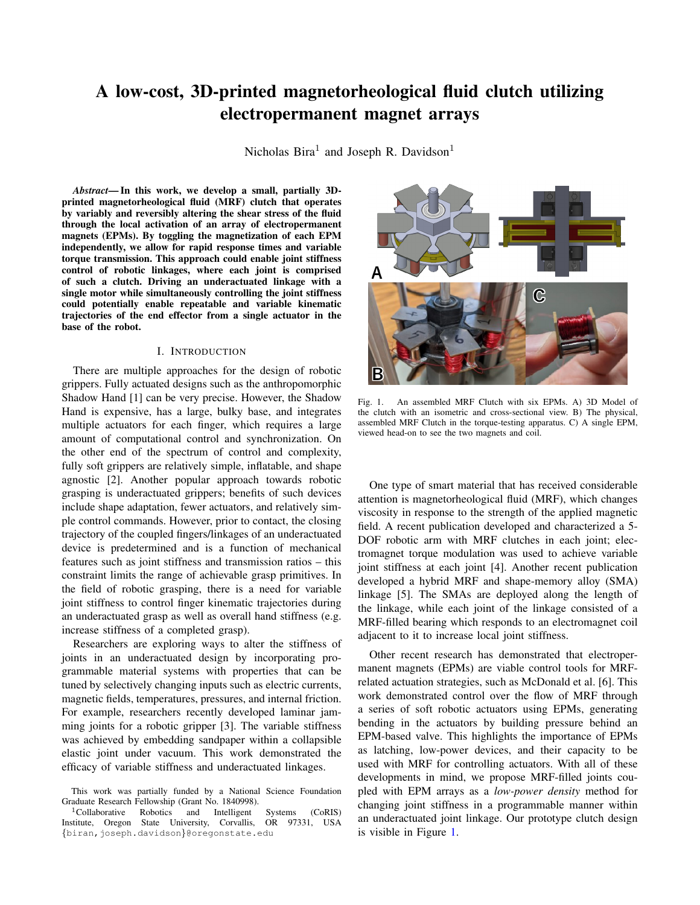# A low-cost, 3D-printed magnetorheological fluid clutch utilizing electropermanent magnet arrays

Nicholas Bira[1] and Joseph R. Davidson[1]

***Abstract*— In this work, we develop a small, partially 3D-printed magnetorheological fluid (MRF) clutch that operates by variably and reversibly altering the shear stress of the fluid through the local activation of an array of electropermanent magnets (EPMs). By toggling the magnetization of each EPM independently, we allow for rapid response times and variable torque transmission. This approach could enable joint stiffness control of robotic linkages, where each joint is comprised of such a clutch. Driving an underactuated linkage with a single motor while simultaneously controlling the joint stiffness could potentially enable repeatable and variable kinematic trajectories of the end effector from a single actuator in the base of the robot.**

## I. Introduction

There are multiple approaches for the design of robotic grippers. Fully actuated designs such as the anthropomorphic Shadow Hand [1] can be very precise. However, the Shadow Hand is expensive, has a large, bulky base, and integrates multiple actuators for each finger, which requires a large amount of computational control and synchronization. On the other end of the spectrum of control and complexity, fully soft grippers are relatively simple, inflatable, and shape agnostic [2]. Another popular approach towards robotic grasping is underactuated grippers; benefits of such devices include shape adaptation, fewer actuators, and relatively simple control commands. However, prior to contact, the closing trajectory of the coupled fingers/linkages of an underactuated device is predetermined and is a function of mechanical features such as joint stiffness and transmission ratios – this constraint limits the range of achievable grasp primitives. In the field of robotic grasping, there is a need for variable joint stiffness to control finger kinematic trajectories during an underactuated grasp as well as overall hand stiffness (e.g. increase stiffness of a completed grasp).

Researchers are exploring ways to alter the stiffness of joints in an underactuated design by incorporating programmable material systems with properties that can be tuned by selectively changing inputs such as electric currents, magnetic fields, temperatures, pressures, and internal friction. For example, researchers recently developed laminar jamming joints for a robotic gripper [3]. The variable stiffness was achieved by embedding sandpaper within a collapsible elastic joint under vacuum. This work demonstrated the efficacy of variable stiffness and underactuated linkages.

This work was partially funded by a National Science Foundation Graduate Research Fellowship (Grant No. 1840998).

[1]Collaborative Robotics and Intelligent Systems (CoRIS) Institute, Oregon State University, Corvallis, OR 97331, USA {biran,joseph.davidson}@oregonstate.edu

Fig. 1. An assembled MRF Clutch with six EPMs. A) 3D Model of the clutch with an isometric and cross-sectional view. B) The physical, assembled MRF Clutch in the torque-testing apparatus. C) A single EPM, viewed head-on to see the two magnets and coil.

One type of smart material that has received considerable attention is magnetorheological fluid (MRF), which changes viscosity in response to the strength of the applied magnetic field. A recent publication developed and characterized a 5-DOF robotic arm with MRF clutches in each joint; electromagnet torque modulation was used to achieve variable joint stiffness at each joint [4]. Another recent publication developed a hybrid MRF and shape-memory alloy (SMA) linkage [5]. The SMAs are deployed along the length of the linkage, while each joint of the linkage consisted of a MRF-filled bearing which responds to an electromagnet coil adjacent to it to increase local joint stiffness.

Other recent research has demonstrated that electropermanent magnets (EPMs) are viable control tools for MRF-related actuation strategies, such as McDonald et al. [6]. This work demonstrated control over the flow of MRF through a series of soft robotic actuators using EPMs, generating bending in the actuators by building pressure behind an EPM-based valve. This highlights the importance of EPMs as latching, low-power devices, and their capacity to be used with MRF for controlling actuators. With all of these developments in mind, we propose MRF-filled joints coupled with EPM arrays as a *low-power density* method for changing joint stiffness in a programmable manner within an underactuated joint linkage. Our prototype clutch design is visible in Figure 1.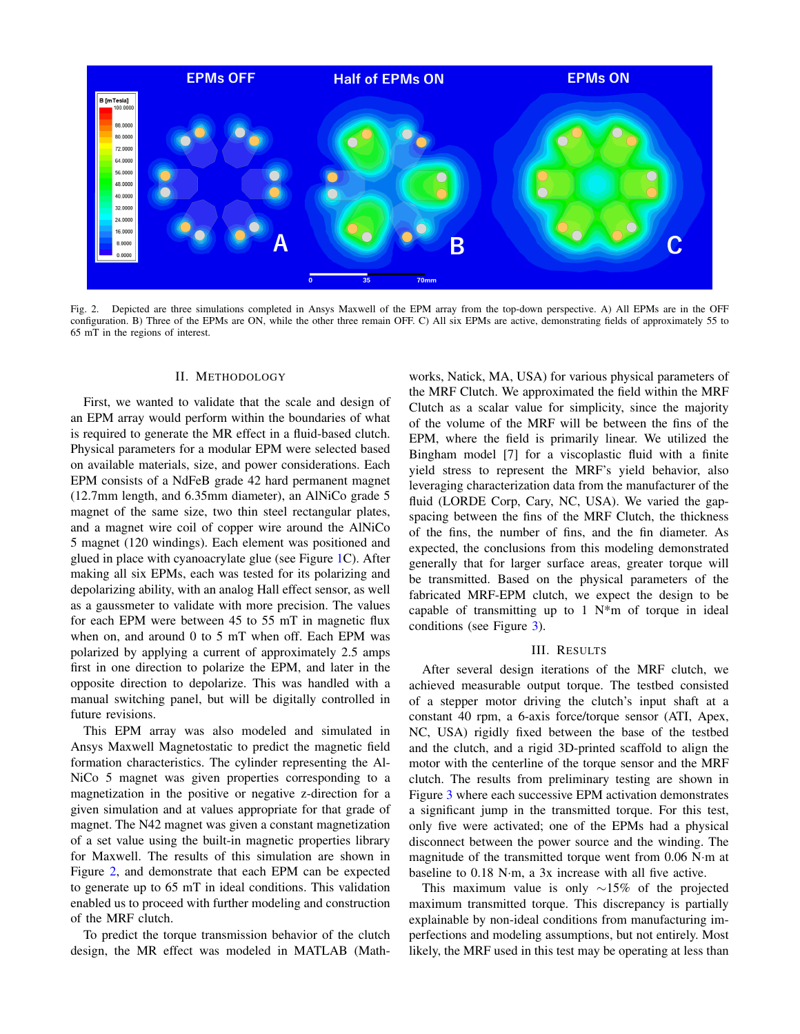Fig. 2. Depicted are three simulations completed in Ansys Maxwell of the EPM array from the top-down perspective. A) All EPMs are in the OFF configuration. B) Three of the EPMs are ON, while the other three remain OFF. C) All six EPMs are active, demonstrating fields of approximately 55 to 65 mT in the regions of interest.

## II. Methodology

First, we wanted to validate that the scale and design of an EPM array would perform within the boundaries of what is required to generate the MR effect in a fluid-based clutch. Physical parameters for a modular EPM were selected based on available materials, size, and power considerations. Each EPM consists of a NdFeB grade 42 hard permanent magnet (12.7mm length, and 6.35mm diameter), an AlNiCo grade 5 magnet of the same size, two thin steel rectangular plates, and a magnet wire coil of copper wire around the AlNiCo 5 magnet (120 windings). Each element was positioned and glued in place with cyanoacrylate glue (see Figure 1C). After making all six EPMs, each was tested for its polarizing and depolarizing ability, with an analog Hall effect sensor, as well as a gaussmeter to validate with more precision. The values for each EPM were between 45 to 55 mT in magnetic flux when on, and around 0 to 5 mT when off. Each EPM was polarized by applying a current of approximately 2.5 amps first in one direction to polarize the EPM, and later in the opposite direction to depolarize. This was handled with a manual switching panel, but will be digitally controlled in future revisions.

This EPM array was also modeled and simulated in Ansys Maxwell Magnetostatic to predict the magnetic field formation characteristics. The cylinder representing the AlNiCo 5 magnet was given properties corresponding to a magnetization in the positive or negative z-direction for a given simulation and at values appropriate for that grade of magnet. The N42 magnet was given a constant magnetization of a set value using the built-in magnetic properties library for Maxwell. The results of this simulation are shown in Figure 2, and demonstrate that each EPM can be expected to generate up to 65 mT in ideal conditions. This validation enabled us to proceed with further modeling and construction of the MRF clutch.

To predict the torque transmission behavior of the clutch design, the MR effect was modeled in MATLAB (Mathworks, Natick, MA, USA) for various physical parameters of the MRF Clutch. We approximated the field within the MRF Clutch as a scalar value for simplicity, since the majority of the volume of the MRF will be between the fins of the EPM, where the field is primarily linear. We utilized the Bingham model [7] for a viscoplastic fluid with a finite yield stress to represent the MRF's yield behavior, also leveraging characterization data from the manufacturer of the fluid (LORDE Corp, Cary, NC, USA). We varied the gap-spacing between the fins of the MRF Clutch, the thickness of the fins, the number of fins, and the fin diameter. As expected, the conclusions from this modeling demonstrated generally that for larger surface areas, greater torque will be transmitted. Based on the physical parameters of the fabricated MRF-EPM clutch, we expect the design to be capable of transmitting up to 1 N*m of torque in ideal conditions (see Figure 3).

## III. Results

After several design iterations of the MRF clutch, we achieved measurable output torque. The testbed consisted of a stepper motor driving the clutch's input shaft at a constant 40 rpm, a 6-axis force/torque sensor (ATI, Apex, NC, USA) rigidly fixed between the base of the testbed and the clutch, and a rigid 3D-printed scaffold to align the motor with the centerline of the torque sensor and the MRF clutch. The results from preliminary testing are shown in Figure 3 where each successive EPM activation demonstrates a significant jump in the transmitted torque. For this test, only five were activated; one of the EPMs had a physical disconnect between the power source and the winding. The magnitude of the transmitted torque went from 0.06 N·m at baseline to 0.18 N·m, a 3x increase with all five active.

This maximum value is only $\sim$15% of the projected maximum transmitted torque. This discrepancy is partially explainable by non-ideal conditions from manufacturing imperfections and modeling assumptions, but not entirely. Most likely, the MRF used in this test may be operating at less than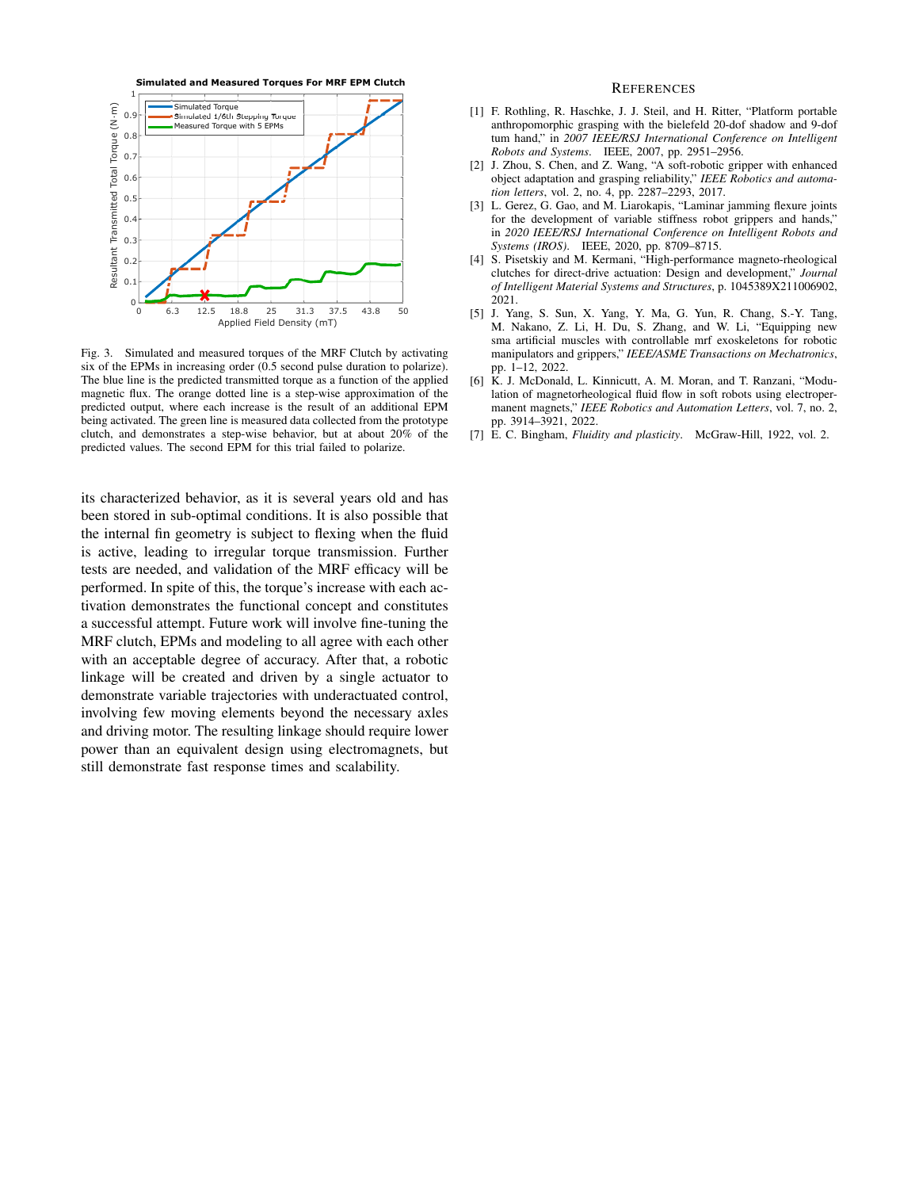Simulated and Measured Torques For MRF EPM Clutch

Resultant Transmitted Total Torque (N·m)

1
0.9
0.8
0.7
0.6
0.5
0.4
0.3
0.2
0.1
0

Simulated Torque
Simulated 1/6th Stepping Torque
Measured Torque with 5 EPMs

0 6.3 12.5 18.8 25 31.3 37.5 43.8 50

Applied Field Density (mT)

Fig. 3. Simulated and measured torques of the MRF Clutch by activating six of the EPMs in increasing order (0.5 second pulse duration to polarize). The blue line is the predicted transmitted torque as a function of the applied magnetic flux. The orange dotted line is a step-wise approximation of the predicted output, where each increase is the result of an additional EPM being activated. The green line is measured data collected from the prototype clutch, and demonstrates a step-wise behavior, but at about 20% of the predicted values. The second EPM for this trial failed to polarize.

its characterized behavior, as it is several years old and has been stored in sub-optimal conditions. It is also possible that the internal fin geometry is subject to flexing when the fluid is active, leading to irregular torque transmission. Further tests are needed, and validation of the MRF efficacy will be performed. In spite of this, the torque's increase with each activation demonstrates the functional concept and constitutes a successful attempt. Future work will involve fine-tuning the MRF clutch, EPMs and modeling to all agree with each other with an acceptable degree of accuracy. After that, a robotic linkage will be created and driven by a single actuator to demonstrate variable trajectories with underactuated control, involving few moving elements beyond the necessary axles and driving motor. The resulting linkage should require lower power than an equivalent design using electromagnets, but still demonstrate fast response times and scalability.

## References

[1] F. Rothling, R. Haschke, J. J. Steil, and H. Ritter, "Platform portable anthropomorphic grasping with the bielefeld 20-dof shadow and 9-dof tum hand," in *2007 IEEE/RSJ International Conference on Intelligent Robots and Systems*. IEEE, 2007, pp. 2951–2956.

[2] J. Zhou, S. Chen, and Z. Wang, "A soft-robotic gripper with enhanced object adaptation and grasping reliability," *IEEE Robotics and automation letters*, vol. 2, no. 4, pp. 2287–2293, 2017.

[3] L. Gerez, G. Gao, and M. Liarokapis, "Laminar jamming flexure joints for the development of variable stiffness robot grippers and hands," in *2020 IEEE/RSJ International Conference on Intelligent Robots and Systems (IROS)*. IEEE, 2020, pp. 8709–8715.

[4] S. Pisetskiy and M. Kermani, "High-performance magneto-rheological clutches for direct-drive actuation: Design and development," *Journal of Intelligent Material Systems and Structures*, p. 1045389X211006902, 2021.

[5] J. Yang, S. Sun, X. Yang, Y. Ma, G. Yun, R. Chang, S.-Y. Tang, M. Nakano, Z. Li, H. Du, S. Zhang, and W. Li, "Equipping new sma artificial muscles with controllable mrf exoskeletons for robotic manipulators and grippers," *IEEE/ASME Transactions on Mechatronics*, pp. 1–12, 2022.

[6] K. J. McDonald, L. Kinnicutt, A. M. Moran, and T. Ranzani, "Modulation of magnetorheological fluid flow in soft robots using electropermanent magnets," *IEEE Robotics and Automation Letters*, vol. 7, no. 2, pp. 3914–3921, 2022.

[7] E. C. Bingham, *Fluidity and plasticity*. McGraw-Hill, 1922, vol. 2.